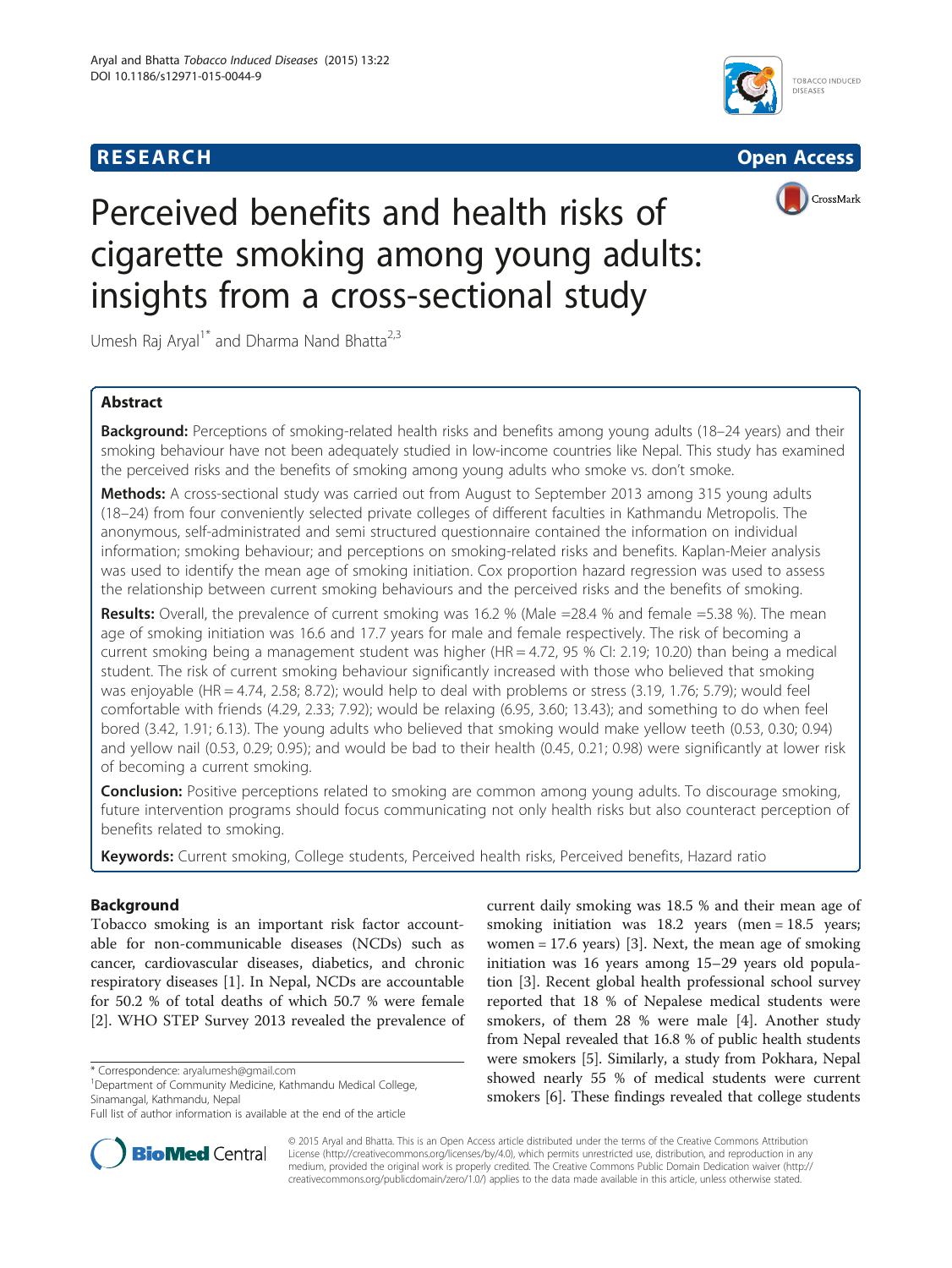**RESEARCH** **Open Access**

# Perceived benefits and health risks of cigarette smoking among young adults: insights from a cross-sectional study

Umesh Raj Aryal[1*] and Dharma Nand Bhatta[2,3]

## Abstract

**Background:** Perceptions of smoking-related health risks and benefits among young adults (18–24 years) and their smoking behaviour have not been adequately studied in low-income countries like Nepal. This study has examined the perceived risks and the benefits of smoking among young adults who smoke vs. don't smoke.

**Methods:** A cross-sectional study was carried out from August to September 2013 among 315 young adults (18–24) from four conveniently selected private colleges of different faculties in Kathmandu Metropolis. The anonymous, self-administrated and semi structured questionnaire contained the information on individual information; smoking behaviour; and perceptions on smoking-related risks and benefits. Kaplan-Meier analysis was used to identify the mean age of smoking initiation. Cox proportion hazard regression was used to assess the relationship between current smoking behaviours and the perceived risks and the benefits of smoking.

**Results:** Overall, the prevalence of current smoking was 16.2 % (Male =28.4 % and female =5.38 %). The mean age of smoking initiation was 16.6 and 17.7 years for male and female respectively. The risk of becoming a current smoking being a management student was higher (HR = 4.72, 95 % CI: 2.19; 10.20) than being a medical student. The risk of current smoking behaviour significantly increased with those who believed that smoking was enjoyable (HR = 4.74, 2.58; 8.72); would help to deal with problems or stress (3.19, 1.76; 5.79); would feel comfortable with friends (4.29, 2.33; 7.92); would be relaxing (6.95, 3.60; 13.43); and something to do when feel bored (3.42, 1.91; 6.13). The young adults who believed that smoking would make yellow teeth (0.53, 0.30; 0.94) and yellow nail (0.53, 0.29; 0.95); and would be bad to their health (0.45, 0.21; 0.98) were significantly at lower risk of becoming a current smoking.

**Conclusion:** Positive perceptions related to smoking are common among young adults. To discourage smoking, future intervention programs should focus communicating not only health risks but also counteract perception of benefits related to smoking.

**Keywords:** Current smoking, College students, Perceived health risks, Perceived benefits, Hazard ratio

## Background

Tobacco smoking is an important risk factor accountable for non-communicable diseases (NCDs) such as cancer, cardiovascular diseases, diabetics, and chronic respiratory diseases [1]. In Nepal, NCDs are accountable for 50.2 % of total deaths of which 50.7 % were female [2]. WHO STEP Survey 2013 revealed the prevalence of current daily smoking was 18.5 % and their mean age of smoking initiation was 18.2 years (men = 18.5 years; women = 17.6 years) [3]. Next, the mean age of smoking initiation was 16 years among 15–29 years old population [3]. Recent global health professional school survey reported that 18 % of Nepalese medical students were smokers, of them 28 % were male [4]. Another study from Nepal revealed that 16.8 % of public health students were smokers [5]. Similarly, a study from Pokhara, Nepal showed nearly 55 % of medical students were current smokers [6]. These findings revealed that college students

\* Correspondence: aryalumesh@gmail.com
[1]Department of Community Medicine, Kathmandu Medical College, Sinamangal, Kathmandu, Nepal
Full list of author information is available at the end of the article

© 2015 Aryal and Bhatta. This is an Open Access article distributed under the terms of the Creative Commons Attribution License (http://creativecommons.org/licenses/by/4.0), which permits unrestricted use, distribution, and reproduction in any medium, provided the original work is properly credited. The Creative Commons Public Domain Dedication waiver (http://creativecommons.org/publicdomain/zero/1.0/) applies to the data made available in this article, unless otherwise stated.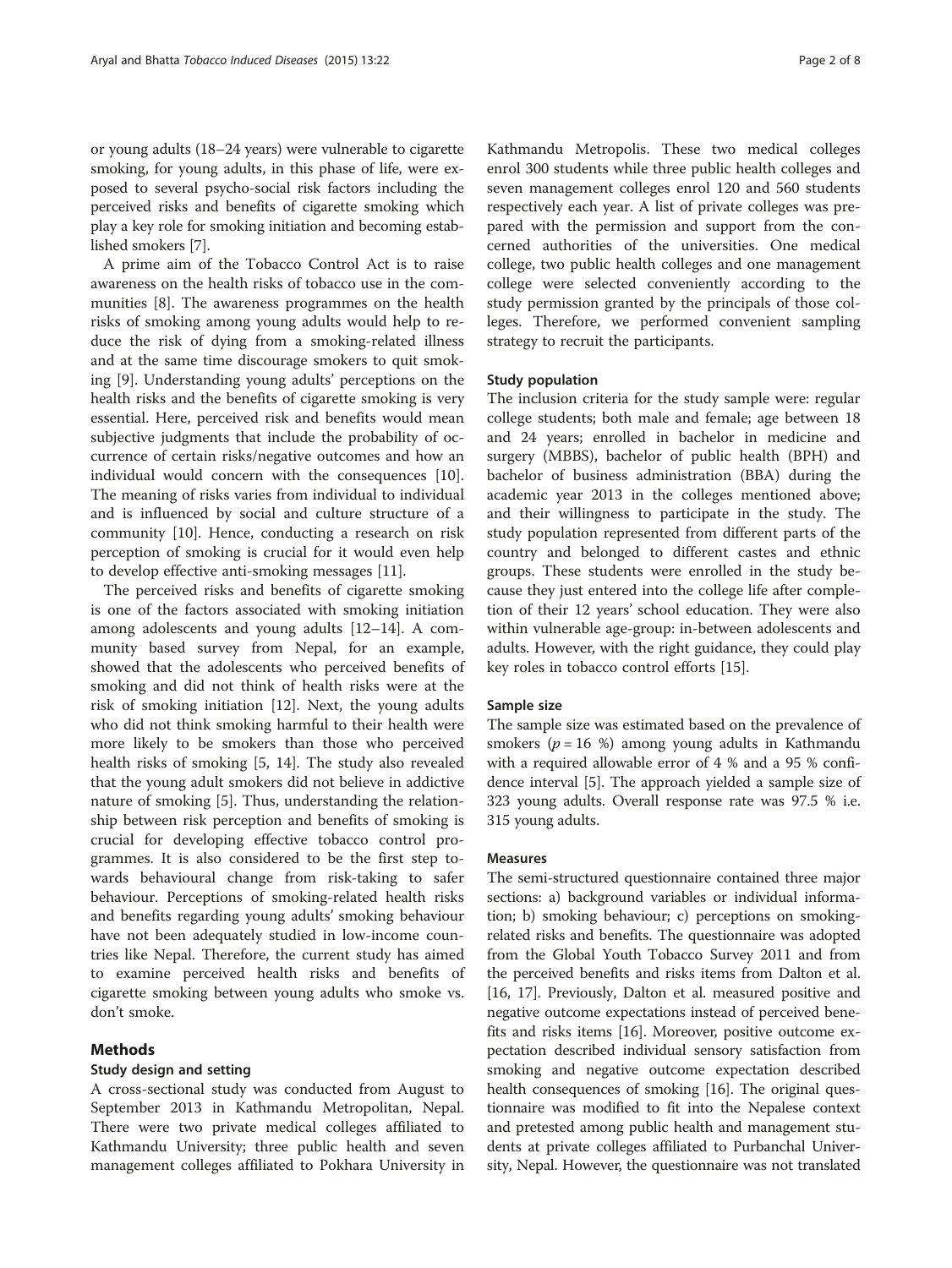or young adults (18–24 years) were vulnerable to cigarette smoking, for young adults, in this phase of life, were exposed to several psycho-social risk factors including the perceived risks and benefits of cigarette smoking which play a key role for smoking initiation and becoming established smokers [7].

A prime aim of the Tobacco Control Act is to raise awareness on the health risks of tobacco use in the communities [8]. The awareness programmes on the health risks of smoking among young adults would help to reduce the risk of dying from a smoking-related illness and at the same time discourage smokers to quit smoking [9]. Understanding young adults' perceptions on the health risks and the benefits of cigarette smoking is very essential. Here, perceived risk and benefits would mean subjective judgments that include the probability of occurrence of certain risks/negative outcomes and how an individual would concern with the consequences [10]. The meaning of risks varies from individual to individual and is influenced by social and culture structure of a community [10]. Hence, conducting a research on risk perception of smoking is crucial for it would even help to develop effective anti-smoking messages [11].

The perceived risks and benefits of cigarette smoking is one of the factors associated with smoking initiation among adolescents and young adults [12–14]. A community based survey from Nepal, for an example, showed that the adolescents who perceived benefits of smoking and did not think of health risks were at the risk of smoking initiation [12]. Next, the young adults who did not think smoking harmful to their health were more likely to be smokers than those who perceived health risks of smoking [5, 14]. The study also revealed that the young adult smokers did not believe in addictive nature of smoking [5]. Thus, understanding the relationship between risk perception and benefits of smoking is crucial for developing effective tobacco control programmes. It is also considered to be the first step towards behavioural change from risk-taking to safer behaviour. Perceptions of smoking-related health risks and benefits regarding young adults' smoking behaviour have not been adequately studied in low-income countries like Nepal. Therefore, the current study has aimed to examine perceived health risks and benefits of cigarette smoking between young adults who smoke vs. don't smoke.

## Methods

### Study design and setting

A cross-sectional study was conducted from August to September 2013 in Kathmandu Metropolitan, Nepal. There were two private medical colleges affiliated to Kathmandu University; three public health and seven management colleges affiliated to Pokhara University in Kathmandu Metropolis. These two medical colleges enrol 300 students while three public health colleges and seven management colleges enrol 120 and 560 students respectively each year. A list of private colleges was prepared with the permission and support from the concerned authorities of the universities. One medical college, two public health colleges and one management college were selected conveniently according to the study permission granted by the principals of those colleges. Therefore, we performed convenient sampling strategy to recruit the participants.

### Study population

The inclusion criteria for the study sample were: regular college students; both male and female; age between 18 and 24 years; enrolled in bachelor in medicine and surgery (MBBS), bachelor of public health (BPH) and bachelor of business administration (BBA) during the academic year 2013 in the colleges mentioned above; and their willingness to participate in the study. The study population represented from different parts of the country and belonged to different castes and ethnic groups. These students were enrolled in the study because they just entered into the college life after completion of their 12 years' school education. They were also within vulnerable age-group: in-between adolescents and adults. However, with the right guidance, they could play key roles in tobacco control efforts [15].

### Sample size

The sample size was estimated based on the prevalence of smokers ($p = 16$ %) among young adults in Kathmandu with a required allowable error of 4 % and a 95 % confidence interval [5]. The approach yielded a sample size of 323 young adults. Overall response rate was 97.5 % i.e. 315 young adults.

### Measures

The semi-structured questionnaire contained three major sections: a) background variables or individual information; b) smoking behaviour; c) perceptions on smoking-related risks and benefits. The questionnaire was adopted from the Global Youth Tobacco Survey 2011 and from the perceived benefits and risks items from Dalton et al. [16, 17]. Previously, Dalton et al. measured positive and negative outcome expectations instead of perceived benefits and risks items [16]. Moreover, positive outcome expectation described individual sensory satisfaction from smoking and negative outcome expectation described health consequences of smoking [16]. The original questionnaire was modified to fit into the Nepalese context and pretested among public health and management students at private colleges affiliated to Purbanchal University, Nepal. However, the questionnaire was not translated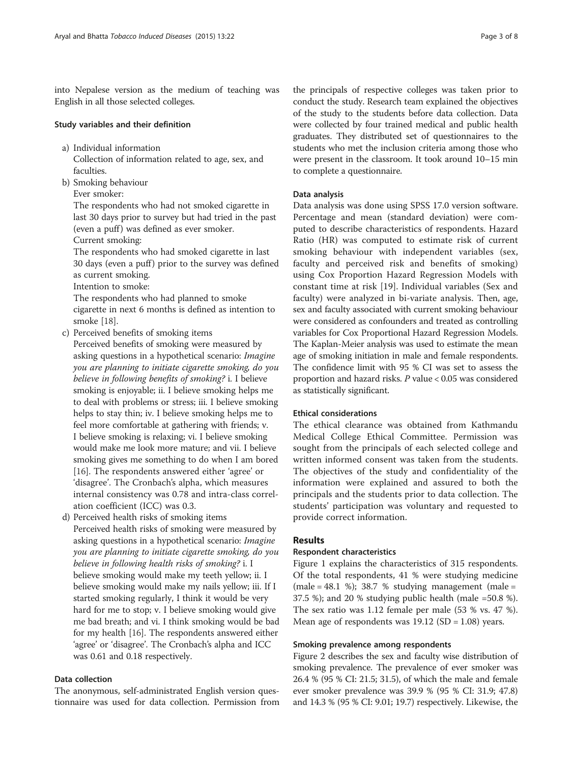into Nepalese version as the medium of teaching was English in all those selected colleges.

### Study variables and their definition

a) Individual information
   Collection of information related to age, sex, and faculties.
b) Smoking behaviour
   Ever smoker:
   The respondents who had not smoked cigarette in last 30 days prior to survey but had tried in the past (even a puff) was defined as ever smoker.
   Current smoking:
   The respondents who had smoked cigarette in last 30 days (even a puff) prior to the survey was defined as current smoking.
   Intention to smoke:
   The respondents who had planned to smoke cigarette in next 6 months is defined as intention to smoke [18].
c) Perceived benefits of smoking items
   Perceived benefits of smoking were measured by asking questions in a hypothetical scenario: *Imagine you are planning to initiate cigarette smoking, do you believe in following benefits of smoking?* i. I believe smoking is enjoyable; ii. I believe smoking helps me to deal with problems or stress; iii. I believe smoking helps to stay thin; iv. I believe smoking helps me to feel more comfortable at gathering with friends; v. I believe smoking is relaxing; vi. I believe smoking would make me look more mature; and vii. I believe smoking gives me something to do when I am bored [16]. The respondents answered either 'agree' or 'disagree'. The Cronbach's alpha, which measures internal consistency was 0.78 and intra-class correlation coefficient (ICC) was 0.3.
d) Perceived health risks of smoking items
   Perceived health risks of smoking were measured by asking questions in a hypothetical scenario: *Imagine you are planning to initiate cigarette smoking, do you believe in following health risks of smoking?* i. I believe smoking would make my teeth yellow; ii. I believe smoking would make my nails yellow; iii. If I started smoking regularly, I think it would be very hard for me to stop; v. I believe smoking would give me bad breath; and vi. I think smoking would be bad for my health [16]. The respondents answered either 'agree' or 'disagree'. The Cronbach's alpha and ICC was 0.61 and 0.18 respectively.

### Data collection

The anonymous, self-administrated English version questionnaire was used for data collection. Permission from the principals of respective colleges was taken prior to conduct the study. Research team explained the objectives of the study to the students before data collection. Data were collected by four trained medical and public health graduates. They distributed set of questionnaires to the students who met the inclusion criteria among those who were present in the classroom. It took around 10–15 min to complete a questionnaire.

### Data analysis

Data analysis was done using SPSS 17.0 version software. Percentage and mean (standard deviation) were computed to describe characteristics of respondents. Hazard Ratio (HR) was computed to estimate risk of current smoking behaviour with independent variables (sex, faculty and perceived risk and benefits of smoking) using Cox Proportion Hazard Regression Models with constant time at risk [19]. Individual variables (Sex and faculty) were analyzed in bi-variate analysis. Then, age, sex and faculty associated with current smoking behaviour were considered as confounders and treated as controlling variables for Cox Proportional Hazard Regression Models. The Kaplan-Meier analysis was used to estimate the mean age of smoking initiation in male and female respondents. The confidence limit with 95 % CI was set to assess the proportion and hazard risks. *P* value < 0.05 was considered as statistically significant.

### Ethical considerations

The ethical clearance was obtained from Kathmandu Medical College Ethical Committee. Permission was sought from the principals of each selected college and written informed consent was taken from the students. The objectives of the study and confidentiality of the information were explained and assured to both the principals and the students prior to data collection. The students' participation was voluntary and requested to provide correct information.

## Results

### Respondent characteristics

Figure 1 explains the characteristics of 315 respondents. Of the total respondents, 41 % were studying medicine (male = 48.1 %); 38.7 % studying management (male = 37.5 %); and 20 % studying public health (male =50.8 %). The sex ratio was 1.12 female per male (53 % vs. 47 %). Mean age of respondents was 19.12 (SD = 1.08) years.

### Smoking prevalence among respondents

Figure 2 describes the sex and faculty wise distribution of smoking prevalence. The prevalence of ever smoker was 26.4 % (95 % CI: 21.5; 31.5), of which the male and female ever smoker prevalence was 39.9 % (95 % CI: 31.9; 47.8) and 14.3 % (95 % CI: 9.01; 19.7) respectively. Likewise, the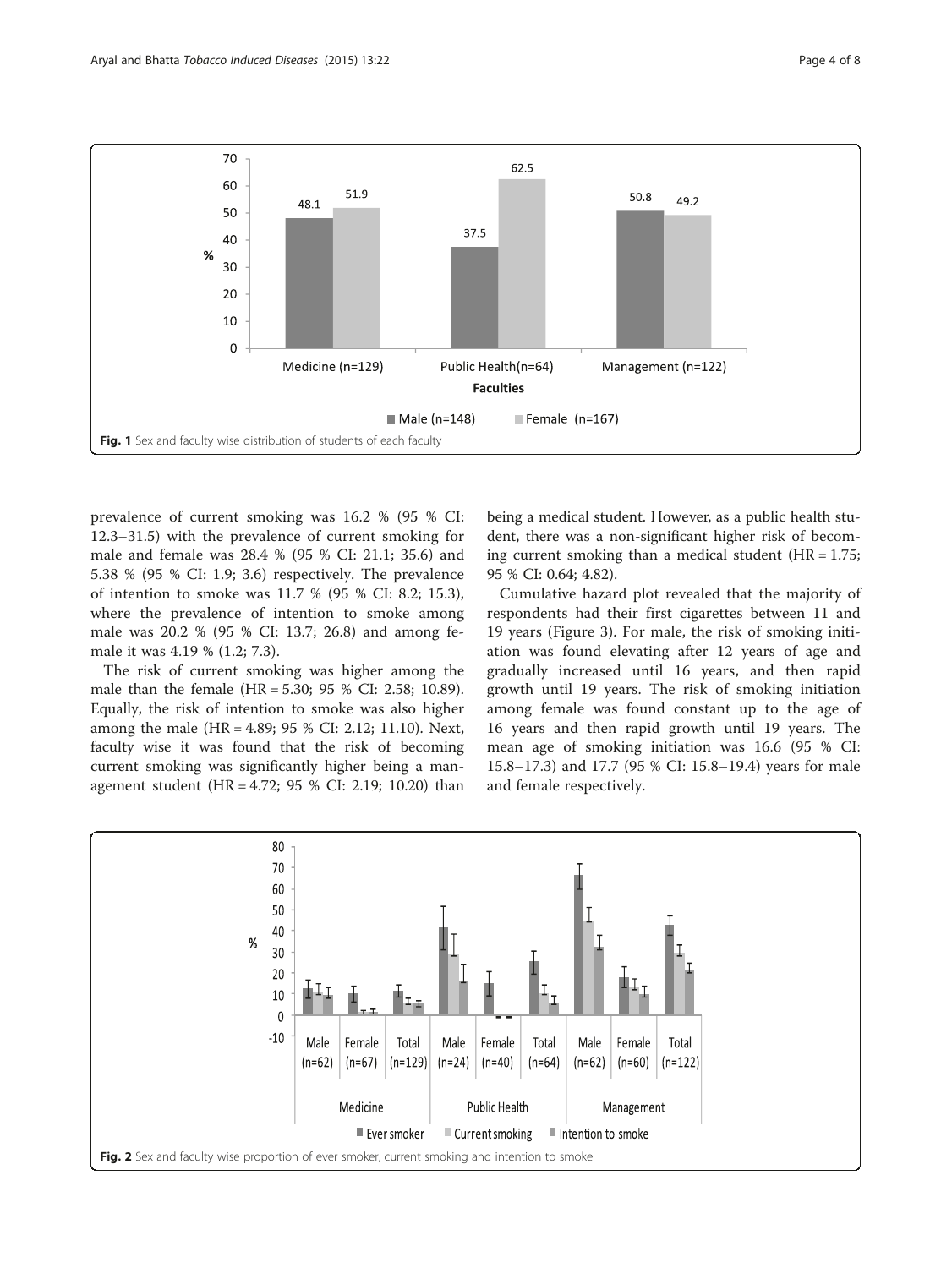Fig. 1 Sex and faculty wise distribution of students of each faculty

prevalence of current smoking was 16.2 % (95 % CI: 12.3–31.5) with the prevalence of current smoking for male and female was 28.4 % (95 % CI: 21.1; 35.6) and 5.38 % (95 % CI: 1.9; 3.6) respectively. The prevalence of intention to smoke was 11.7 % (95 % CI: 8.2; 15.3), where the prevalence of intention to smoke among male was 20.2 % (95 % CI: 13.7; 26.8) and among female it was 4.19 % (1.2; 7.3).

The risk of current smoking was higher among the male than the female (HR = 5.30; 95 % CI: 2.58; 10.89). Equally, the risk of intention to smoke was also higher among the male (HR = 4.89; 95 % CI: 2.12; 11.10). Next, faculty wise it was found that the risk of becoming current smoking was significantly higher being a management student (HR = 4.72; 95 % CI: 2.19; 10.20) than being a medical student. However, as a public health student, there was a non-significant higher risk of becoming current smoking than a medical student (HR = 1.75; 95 % CI: 0.64; 4.82).

Cumulative hazard plot revealed that the majority of respondents had their first cigarettes between 11 and 19 years (Figure 3). For male, the risk of smoking initiation was found elevating after 12 years of age and gradually increased until 16 years, and then rapid growth until 19 years. The risk of smoking initiation among female was found constant up to the age of 16 years and then rapid growth until 19 years. The mean age of smoking initiation was 16.6 (95 % CI: 15.8–17.3) and 17.7 (95 % CI: 15.8–19.4) years for male and female respectively.

Fig. 2 Sex and faculty wise proportion of ever smoker, current smoking and intention to smoke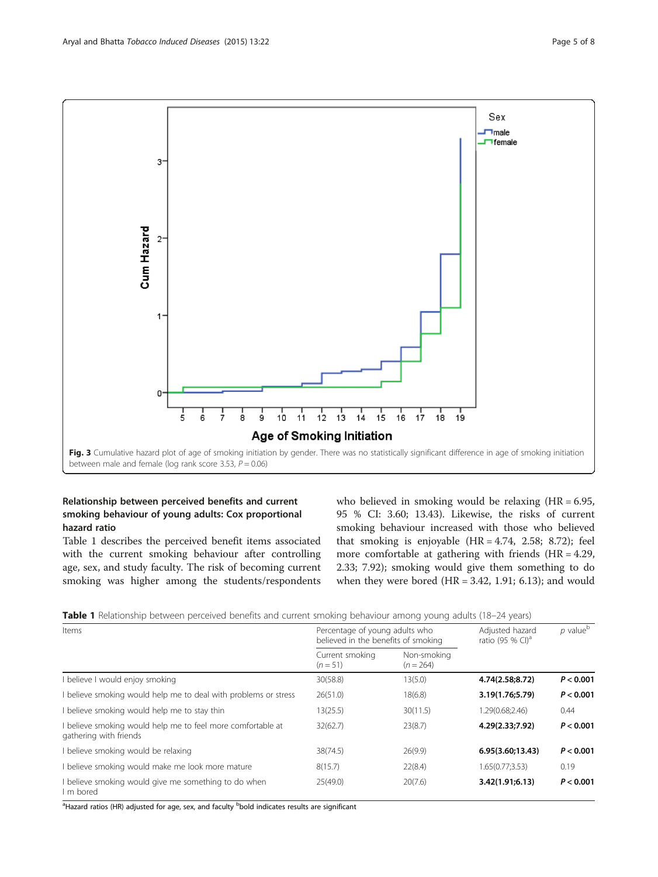Fig. 3 Cumulative hazard plot of age of smoking initiation by gender. There was no statistically significant difference in age of smoking initiation between male and female (log rank score 3.53, $P = 0.06$)

### Relationship between perceived benefits and current smoking behaviour of young adults: Cox proportional hazard ratio

Table 1 describes the perceived benefit items associated with the current smoking behaviour after controlling age, sex, and study faculty. The risk of becoming current smoking was higher among the students/respondents who believed in smoking would be relaxing (HR = 6.95, 95 % CI: 3.60; 13.43). Likewise, the risks of current smoking behaviour increased with those who believed that smoking is enjoyable (HR = 4.74, 2.58; 8.72); feel more comfortable at gathering with friends (HR = 4.29, 2.33; 7.92); smoking would give them something to do when they were bored (HR = 3.42, 1.91; 6.13); and would

**Table 1** Relationship between perceived benefits and current smoking behaviour among young adults (18–24 years)

| Items | Percentage of young adults who believed in the benefits of smoking | | Adjusted hazard ratio (95 % CI)[a] | *p* value[b] |
|---|---|---|---|---|
| | Current smoking ($n = 51$) | Non-smoking ($n = 264$) | | |
| I believe I would enjoy smoking | 30(58.8) | 13(5.0) | **4.74(2.58;8.72)** | **$P < 0.001$** |
| I believe smoking would help me to deal with problems or stress | 26(51.0) | 18(6.8) | **3.19(1.76;5.79)** | **$P < 0.001$** |
| I believe smoking would help me to stay thin | 13(25.5) | 30(11.5) | 1.29(0.68;2.46) | 0.44 |
| I believe smoking would help me to feel more comfortable at gathering with friends | 32(62.7) | 23(8.7) | **4.29(2.33;7.92)** | **$P < 0.001$** |
| I believe smoking would be relaxing | 38(74.5) | 26(9.9) | **6.95(3.60;13.43)** | **$P < 0.001$** |
| I believe smoking would make me look more mature | 8(15.7) | 22(8.4) | 1.65(0.77;3.53) | 0.19 |
| I believe smoking would give me something to do when I m bored | 25(49.0) | 20(7.6) | **3.42(1.91;6.13)** | **$P < 0.001$** |

[a]Hazard ratios (HR) adjusted for age, sex, and faculty [b]bold indicates results are significant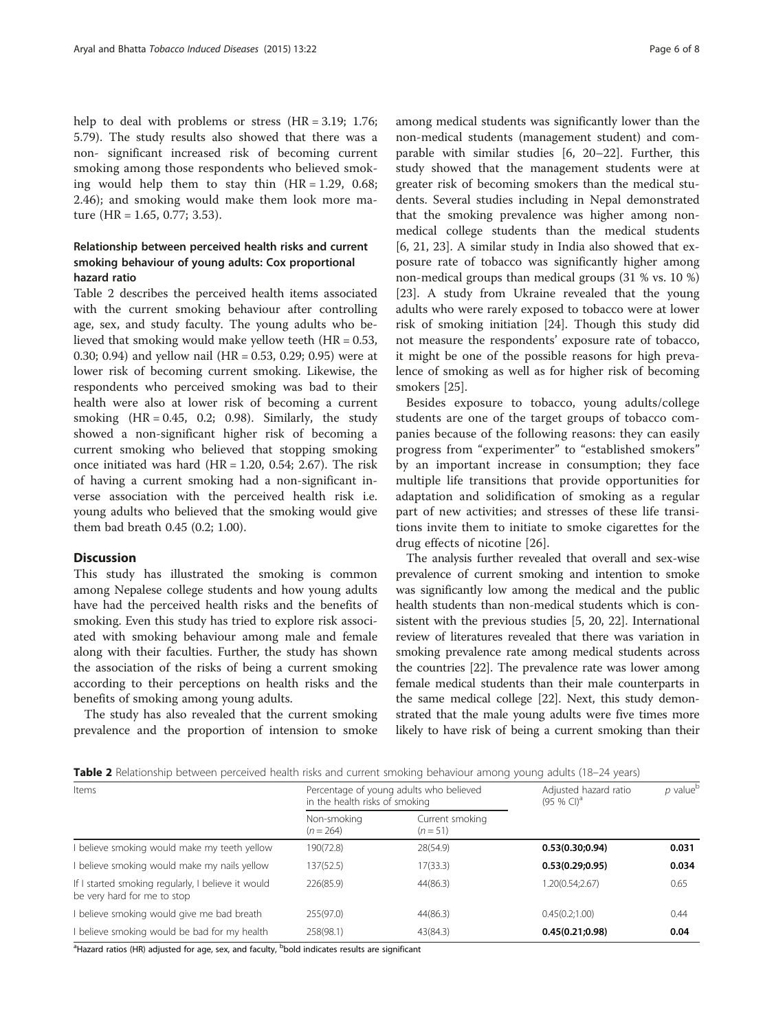help to deal with problems or stress (HR = 3.19; 1.76; 5.79). The study results also showed that there was a non- significant increased risk of becoming current smoking among those respondents who believed smoking would help them to stay thin (HR = 1.29, 0.68; 2.46); and smoking would make them look more mature (HR = 1.65, 0.77; 3.53).

### Relationship between perceived health risks and current smoking behaviour of young adults: Cox proportional hazard ratio

Table 2 describes the perceived health items associated with the current smoking behaviour after controlling age, sex, and study faculty. The young adults who believed that smoking would make yellow teeth (HR = 0.53, 0.30; 0.94) and yellow nail (HR = 0.53, 0.29; 0.95) were at lower risk of becoming current smoking. Likewise, the respondents who perceived smoking was bad to their health were also at lower risk of becoming a current smoking (HR = 0.45, 0.2; 0.98). Similarly, the study showed a non-significant higher risk of becoming a current smoking who believed that stopping smoking once initiated was hard (HR = 1.20, 0.54; 2.67). The risk of having a current smoking had a non-significant inverse association with the perceived health risk i.e. young adults who believed that the smoking would give them bad breath 0.45 (0.2; 1.00).

## Discussion

This study has illustrated the smoking is common among Nepalese college students and how young adults have had the perceived health risks and the benefits of smoking. Even this study has tried to explore risk associated with smoking behaviour among male and female along with their faculties. Further, the study has shown the association of the risks of being a current smoking according to their perceptions on health risks and the benefits of smoking among young adults.

The study has also revealed that the current smoking prevalence and the proportion of intension to smoke among medical students was significantly lower than the non-medical students (management student) and comparable with similar studies [6, 20–22]. Further, this study showed that the management students were at greater risk of becoming smokers than the medical students. Several studies including in Nepal demonstrated that the smoking prevalence was higher among non-medical college students than the medical students [6, 21, 23]. A similar study in India also showed that exposure rate of tobacco was significantly higher among non-medical groups than medical groups (31 % vs. 10 %) [23]. A study from Ukraine revealed that the young adults who were rarely exposed to tobacco were at lower risk of smoking initiation [24]. Though this study did not measure the respondents' exposure rate of tobacco, it might be one of the possible reasons for high prevalence of smoking as well as for higher risk of becoming smokers [25].

Besides exposure to tobacco, young adults/college students are one of the target groups of tobacco companies because of the following reasons: they can easily progress from "experimenter" to "established smokers" by an important increase in consumption; they face multiple life transitions that provide opportunities for adaptation and solidification of smoking as a regular part of new activities; and stresses of these life transitions invite them to initiate to smoke cigarettes for the drug effects of nicotine [26].

The analysis further revealed that overall and sex-wise prevalence of current smoking and intention to smoke was significantly low among the medical and the public health students than non-medical students which is consistent with the previous studies [5, 20, 22]. International review of literatures revealed that there was variation in smoking prevalence rate among medical students across the countries [22]. The prevalence rate was lower among female medical students than their male counterparts in the same medical college [22]. Next, this study demonstrated that the male young adults were five times more likely to have risk of being a current smoking than their

**Table 2** Relationship between perceived health risks and current smoking behaviour among young adults (18–24 years)

| Items | Percentage of young adults who believed in the health risks of smoking | | Adjusted hazard ratio (95 % CI)[a] | *p* value[b] |
|---|---|---|---|---|
| | Non-smoking (*n* = 264) | Current smoking (*n* = 51) | | |
| I believe smoking would make my teeth yellow | 190(72.8) | 28(54.9) | **0.53(0.30;0.94)** | **0.031** |
| I believe smoking would make my nails yellow | 137(52.5) | 17(33.3) | **0.53(0.29;0.95)** | **0.034** |
| If I started smoking regularly, I believe it would be very hard for me to stop | 226(85.9) | 44(86.3) | 1.20(0.54;2.67) | 0.65 |
| I believe smoking would give me bad breath | 255(97.0) | 44(86.3) | 0.45(0.2;1.00) | 0.44 |
| I believe smoking would be bad for my health | 258(98.1) | 43(84.3) | **0.45(0.21;0.98)** | **0.04** |

[a]Hazard ratios (HR) adjusted for age, sex, and faculty, [b]bold indicates results are significant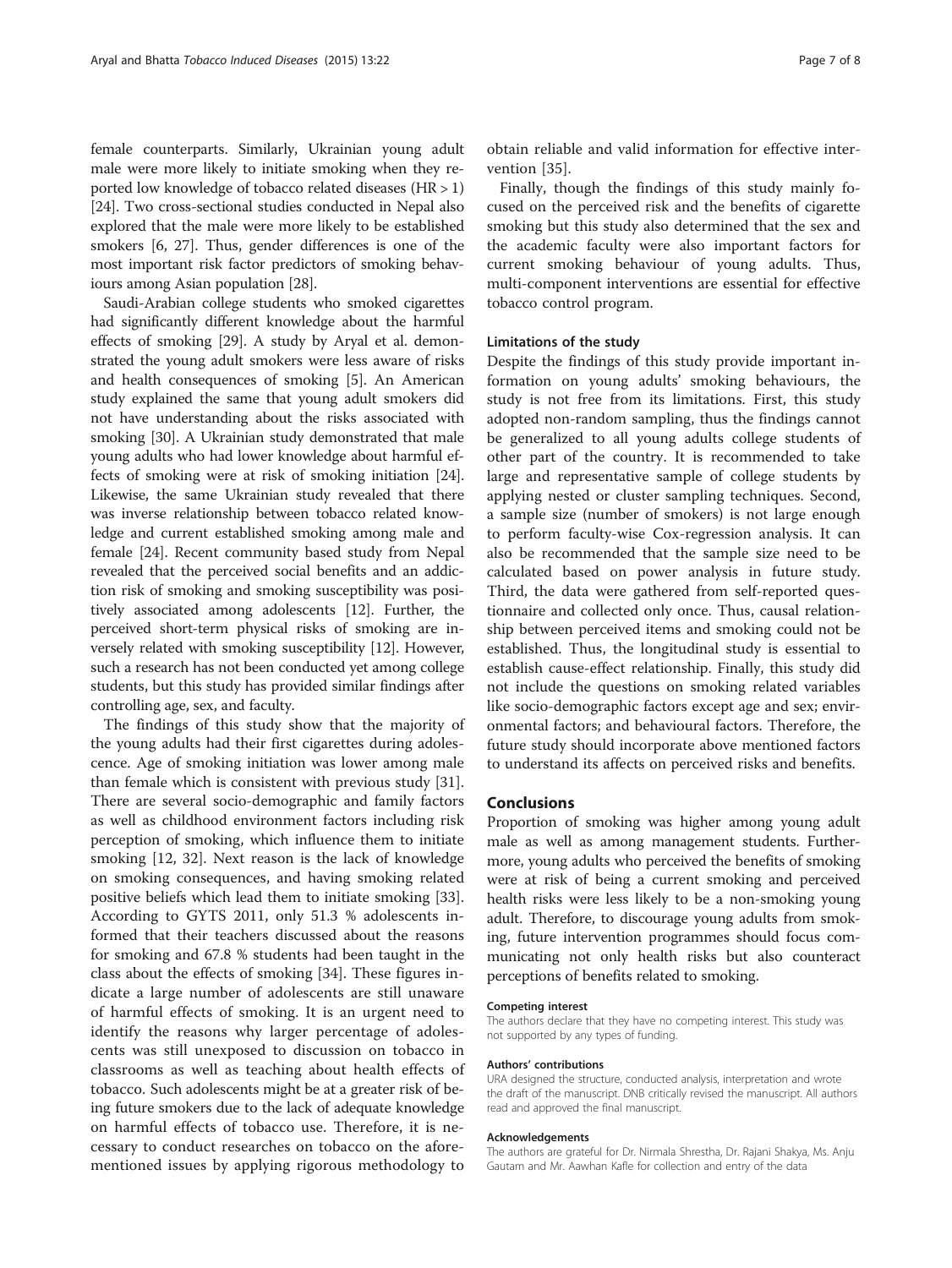female counterparts. Similarly, Ukrainian young adult male were more likely to initiate smoking when they reported low knowledge of tobacco related diseases (HR > 1) [24]. Two cross-sectional studies conducted in Nepal also explored that the male were more likely to be established smokers [6, 27]. Thus, gender differences is one of the most important risk factor predictors of smoking behaviours among Asian population [28].

Saudi-Arabian college students who smoked cigarettes had significantly different knowledge about the harmful effects of smoking [29]. A study by Aryal et al. demonstrated the young adult smokers were less aware of risks and health consequences of smoking [5]. An American study explained the same that young adult smokers did not have understanding about the risks associated with smoking [30]. A Ukrainian study demonstrated that male young adults who had lower knowledge about harmful effects of smoking were at risk of smoking initiation [24]. Likewise, the same Ukrainian study revealed that there was inverse relationship between tobacco related knowledge and current established smoking among male and female [24]. Recent community based study from Nepal revealed that the perceived social benefits and an addiction risk of smoking and smoking susceptibility was positively associated among adolescents [12]. Further, the perceived short-term physical risks of smoking are inversely related with smoking susceptibility [12]. However, such a research has not been conducted yet among college students, but this study has provided similar findings after controlling age, sex, and faculty.

The findings of this study show that the majority of the young adults had their first cigarettes during adolescence. Age of smoking initiation was lower among male than female which is consistent with previous study [31]. There are several socio-demographic and family factors as well as childhood environment factors including risk perception of smoking, which influence them to initiate smoking [12, 32]. Next reason is the lack of knowledge on smoking consequences, and having smoking related positive beliefs which lead them to initiate smoking [33]. According to GYTS 2011, only 51.3 % adolescents informed that their teachers discussed about the reasons for smoking and 67.8 % students had been taught in the class about the effects of smoking [34]. These figures indicate a large number of adolescents are still unaware of harmful effects of smoking. It is an urgent need to identify the reasons why larger percentage of adolescents was still unexposed to discussion on tobacco in classrooms as well as teaching about health effects of tobacco. Such adolescents might be at a greater risk of being future smokers due to the lack of adequate knowledge on harmful effects of tobacco use. Therefore, it is necessary to conduct researches on tobacco on the aforementioned issues by applying rigorous methodology to obtain reliable and valid information for effective intervention [35].

Finally, though the findings of this study mainly focused on the perceived risk and the benefits of cigarette smoking but this study also determined that the sex and the academic faculty were also important factors for current smoking behaviour of young adults. Thus, multi-component interventions are essential for effective tobacco control program.

### Limitations of the study

Despite the findings of this study provide important information on young adults' smoking behaviours, the study is not free from its limitations. First, this study adopted non-random sampling, thus the findings cannot be generalized to all young adults college students of other part of the country. It is recommended to take large and representative sample of college students by applying nested or cluster sampling techniques. Second, a sample size (number of smokers) is not large enough to perform faculty-wise Cox-regression analysis. It can also be recommended that the sample size need to be calculated based on power analysis in future study. Third, the data were gathered from self-reported questionnaire and collected only once. Thus, causal relationship between perceived items and smoking could not be established. Thus, the longitudinal study is essential to establish cause-effect relationship. Finally, this study did not include the questions on smoking related variables like socio-demographic factors except age and sex; environmental factors; and behavioural factors. Therefore, the future study should incorporate above mentioned factors to understand its affects on perceived risks and benefits.

## Conclusions

Proportion of smoking was higher among young adult male as well as among management students. Furthermore, young adults who perceived the benefits of smoking were at risk of being a current smoking and perceived health risks were less likely to be a non-smoking young adult. Therefore, to discourage young adults from smoking, future intervention programmes should focus communicating not only health risks but also counteract perceptions of benefits related to smoking.

#### Competing interest

The authors declare that they have no competing interest. This study was not supported by any types of funding.

#### Authors' contributions

URA designed the structure, conducted analysis, interpretation and wrote the draft of the manuscript. DNB critically revised the manuscript. All authors read and approved the final manuscript.

#### Acknowledgements

The authors are grateful for Dr. Nirmala Shrestha, Dr. Rajani Shakya, Ms. Anju Gautam and Mr. Aawhan Kafle for collection and entry of the data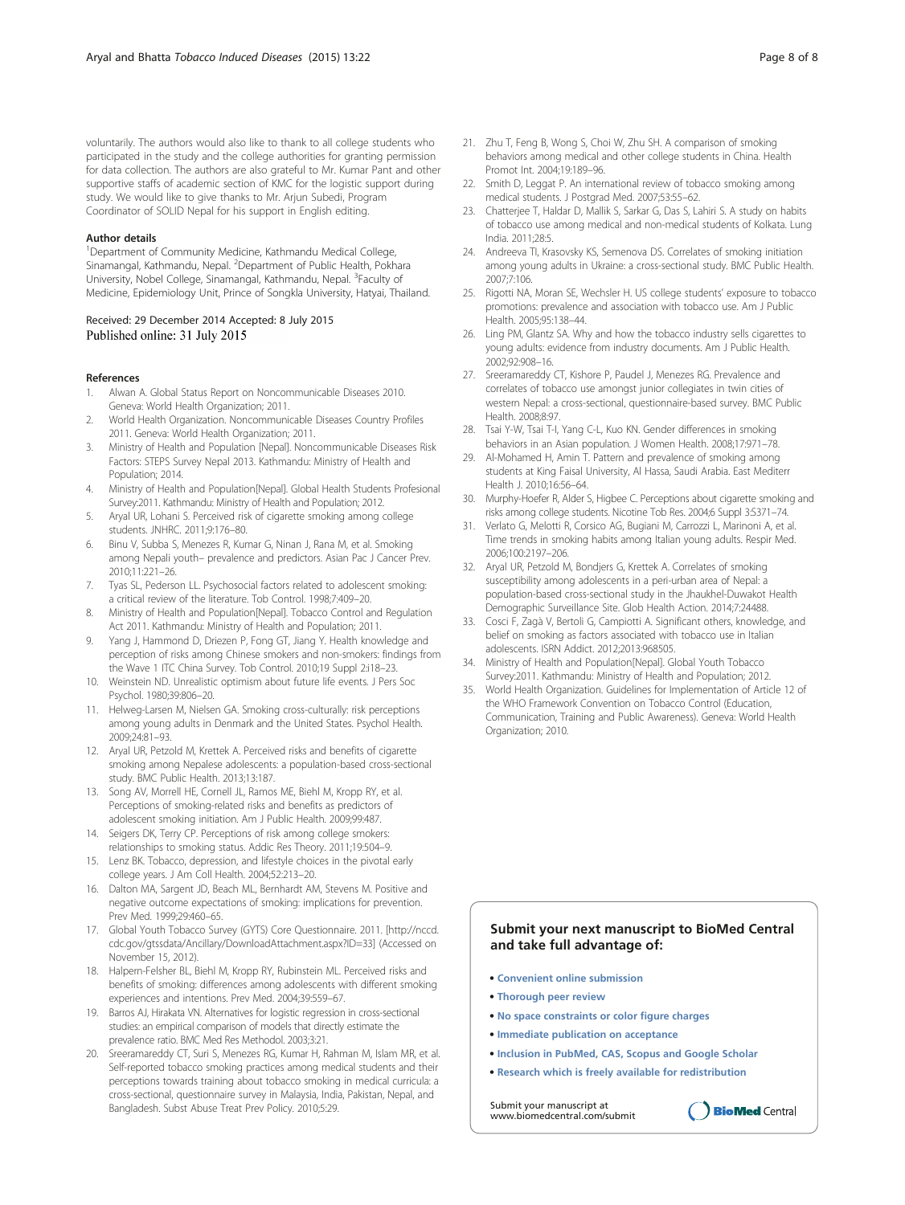voluntarily. The authors would also like to thank to all college students who participated in the study and the college authorities for granting permission for data collection. The authors are also grateful to Mr. Kumar Pant and other supportive staffs of academic section of KMC for the logistic support during study. We would like to give thanks to Mr. Arjun Subedi, Program Coordinator of SOLID Nepal for his support in English editing.

#### Author details

[1]Department of Community Medicine, Kathmandu Medical College, Sinamangal, Kathmandu, Nepal. [2]Department of Public Health, Pokhara University, Nobel College, Sinamangal, Kathmandu, Nepal. [3]Faculty of Medicine, Epidemiology Unit, Prince of Songkla University, Hatyai, Thailand.

Received: 29 December 2014 Accepted: 8 July 2015
Published online: 31 July 2015

#### References

1. Alwan A. Global Status Report on Noncommunicable Diseases 2010. Geneva: World Health Organization; 2011.
2. World Health Organization. Noncommunicable Diseases Country Profiles 2011. Geneva: World Health Organization; 2011.
3. Ministry of Health and Population [Nepal]. Noncommunicable Diseases Risk Factors: STEPS Survey Nepal 2013. Kathmandu: Ministry of Health and Population; 2014.
4. Ministry of Health and Population[Nepal]. Global Health Students Profesional Survey:2011. Kathmandu: Ministry of Health and Population; 2012.
5. Aryal UR, Lohani S. Perceived risk of cigarette smoking among college students. JNHRC. 2011;9:176–80.
6. Binu V, Subba S, Menezes R, Kumar G, Ninan J, Rana M, et al. Smoking among Nepali youth– prevalence and predictors. Asian Pac J Cancer Prev. 2010;11:221–26.
7. Tyas SL, Pederson LL. Psychosocial factors related to adolescent smoking: a critical review of the literature. Tob Control. 1998;7:409–20.
8. Ministry of Health and Population[Nepal]. Tobacco Control and Regulation Act 2011. Kathmandu: Ministry of Health and Population; 2011.
9. Yang J, Hammond D, Driezen P, Fong GT, Jiang Y. Health knowledge and perception of risks among Chinese smokers and non-smokers: findings from the Wave 1 ITC China Survey. Tob Control. 2010;19 Suppl 2:i18–23.
10. Weinstein ND. Unrealistic optimism about future life events. J Pers Soc Psychol. 1980;39:806–20.
11. Helweg-Larsen M, Nielsen GA. Smoking cross-culturally: risk perceptions among young adults in Denmark and the United States. Psychol Health. 2009;24:81–93.
12. Aryal UR, Petzold M, Krettek A. Perceived risks and benefits of cigarette smoking among Nepalese adolescents: a population-based cross-sectional study. BMC Public Health. 2013;13:187.
13. Song AV, Morrell HE, Cornell JL, Ramos ME, Biehl M, Kropp RY, et al. Perceptions of smoking-related risks and benefits as predictors of adolescent smoking initiation. Am J Public Health. 2009;99:487.
14. Seigers DK, Terry CP. Perceptions of risk among college smokers: relationships to smoking status. Addic Res Theory. 2011;19:504–9.
15. Lenz BK. Tobacco, depression, and lifestyle choices in the pivotal early college years. J Am Coll Health. 2004;52:213–20.
16. Dalton MA, Sargent JD, Beach ML, Bernhardt AM, Stevens M. Positive and negative outcome expectations of smoking: implications for prevention. Prev Med. 1999;29:460–65.
17. Global Youth Tobacco Survey (GYTS) Core Questionnaire. 2011. [http://nccd.cdc.gov/gtssdata/Ancillary/DownloadAttachment.aspx?ID=33] (Accessed on November 15, 2012).
18. Halpern-Felsher BL, Biehl M, Kropp RY, Rubinstein ML. Perceived risks and benefits of smoking: differences among adolescents with different smoking experiences and intentions. Prev Med. 2004;39:559–67.
19. Barros AJ, Hirakata VN. Alternatives for logistic regression in cross-sectional studies: an empirical comparison of models that directly estimate the prevalence ratio. BMC Med Res Methodol. 2003;3:21.
20. Sreeramareddy CT, Suri S, Menezes RG, Kumar H, Rahman M, Islam MR, et al. Self-reported tobacco smoking practices among medical students and their perceptions towards training about tobacco smoking in medical curricula: a cross-sectional, questionnaire survey in Malaysia, India, Pakistan, Nepal, and Bangladesh. Subst Abuse Treat Prev Policy. 2010;5:29.
21. Zhu T, Feng B, Wong S, Choi W, Zhu SH. A comparison of smoking behaviors among medical and other college students in China. Health Promot Int. 2004;19:189–96.
22. Smith D, Leggat P. An international review of tobacco smoking among medical students. J Postgrad Med. 2007;53:55–62.
23. Chatterjee T, Haldar D, Mallik S, Sarkar G, Das S, Lahiri S. A study on habits of tobacco use among medical and non-medical students of Kolkata. Lung India. 2011;28:5.
24. Andreeva TI, Krasovsky KS, Semenova DS. Correlates of smoking initiation among young adults in Ukraine: a cross-sectional study. BMC Public Health. 2007;7:106.
25. Rigotti NA, Moran SE, Wechsler H. US college students' exposure to tobacco promotions: prevalence and association with tobacco use. Am J Public Health. 2005;95:138–44.
26. Ling PM, Glantz SA. Why and how the tobacco industry sells cigarettes to young adults: evidence from industry documents. Am J Public Health. 2002;92:908–16.
27. Sreeramareddy CT, Kishore P, Paudel J, Menezes RG. Prevalence and correlates of tobacco use amongst junior collegiates in twin cities of western Nepal: a cross-sectional, questionnaire-based survey. BMC Public Health. 2008;8:97.
28. Tsai Y-W, Tsai T-I, Yang C-L, Kuo KN. Gender differences in smoking behaviors in an Asian population. J Women Health. 2008;17:971–78.
29. Al-Mohamed H, Amin T. Pattern and prevalence of smoking among students at King Faisal University, Al Hassa, Saudi Arabia. East Mediterr Health J. 2010;16:56–64.
30. Murphy-Hoefer R, Alder S, Higbee C. Perceptions about cigarette smoking and risks among college students. Nicotine Tob Res. 2004;6 Suppl 3:S371–74.
31. Verlato G, Melotti R, Corsico AG, Bugiani M, Carrozzi L, Marinoni A, et al. Time trends in smoking habits among Italian young adults. Respir Med. 2006;100:2197–206.
32. Aryal UR, Petzold M, Bondjers G, Krettek A. Correlates of smoking susceptibility among adolescents in a peri-urban area of Nepal: a population-based cross-sectional study in the Jhaukhel-Duwakot Health Demographic Surveillance Site. Glob Health Action. 2014;7:24488.
33. Cosci F, Zagà V, Bertoli G, Campiotti A. Significant others, knowledge, and belief on smoking as factors associated with tobacco use in Italian adolescents. ISRN Addict. 2012;2013:968505.
34. Ministry of Health and Population[Nepal]. Global Youth Tobacco Survey:2011. Kathmandu: Ministry of Health and Population; 2012.
35. World Health Organization. Guidelines for Implementation of Article 12 of the WHO Framework Convention on Tobacco Control (Education, Communication, Training and Public Awareness). Geneva: World Health Organization; 2010.

**Submit your next manuscript to BioMed Central and take full advantage of:**

- Convenient online submission
- Thorough peer review
- No space constraints or color figure charges
- Immediate publication on acceptance
- Inclusion in PubMed, CAS, Scopus and Google Scholar
- Research which is freely available for redistribution

Submit your manuscript at
www.biomedcentral.com/submit

BioMed Central